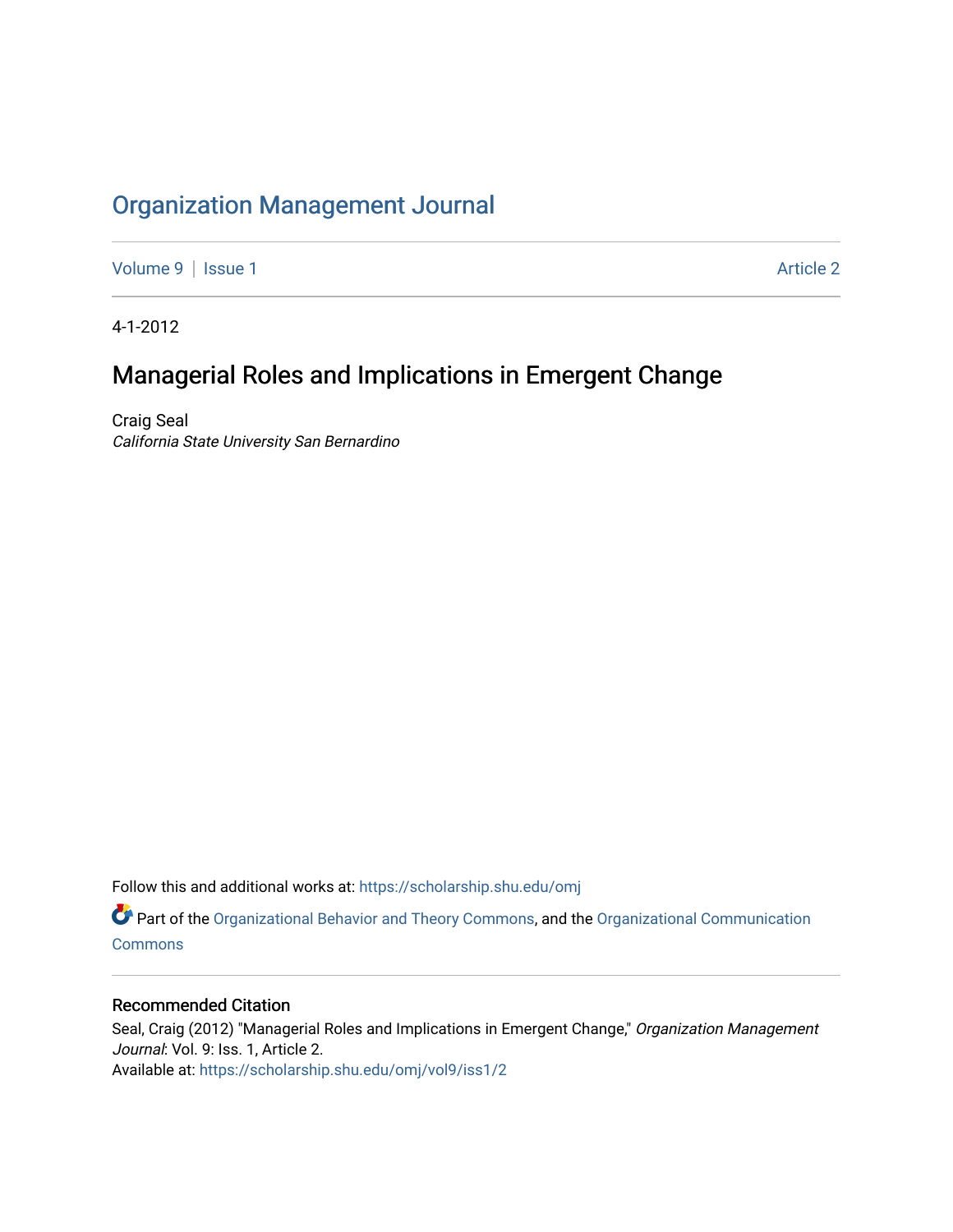# Organization Management Journal

Volume 9 | Issue 1 Article 2

4-1-2012

## Managerial Roles and Implications in Emergent Change

Craig Seal
*California State University San Bernardino*

Follow this and additional works at: https://scholarship.shu.edu/omj

Part of the Organizational Behavior and Theory Commons, and the Organizational Communication Commons

### Recommended Citation

Seal, Craig (2012) "Managerial Roles and Implications in Emergent Change," *Organization Management Journal*: Vol. 9: Iss. 1, Article 2.
Available at: https://scholarship.shu.edu/omj/vol9/iss1/2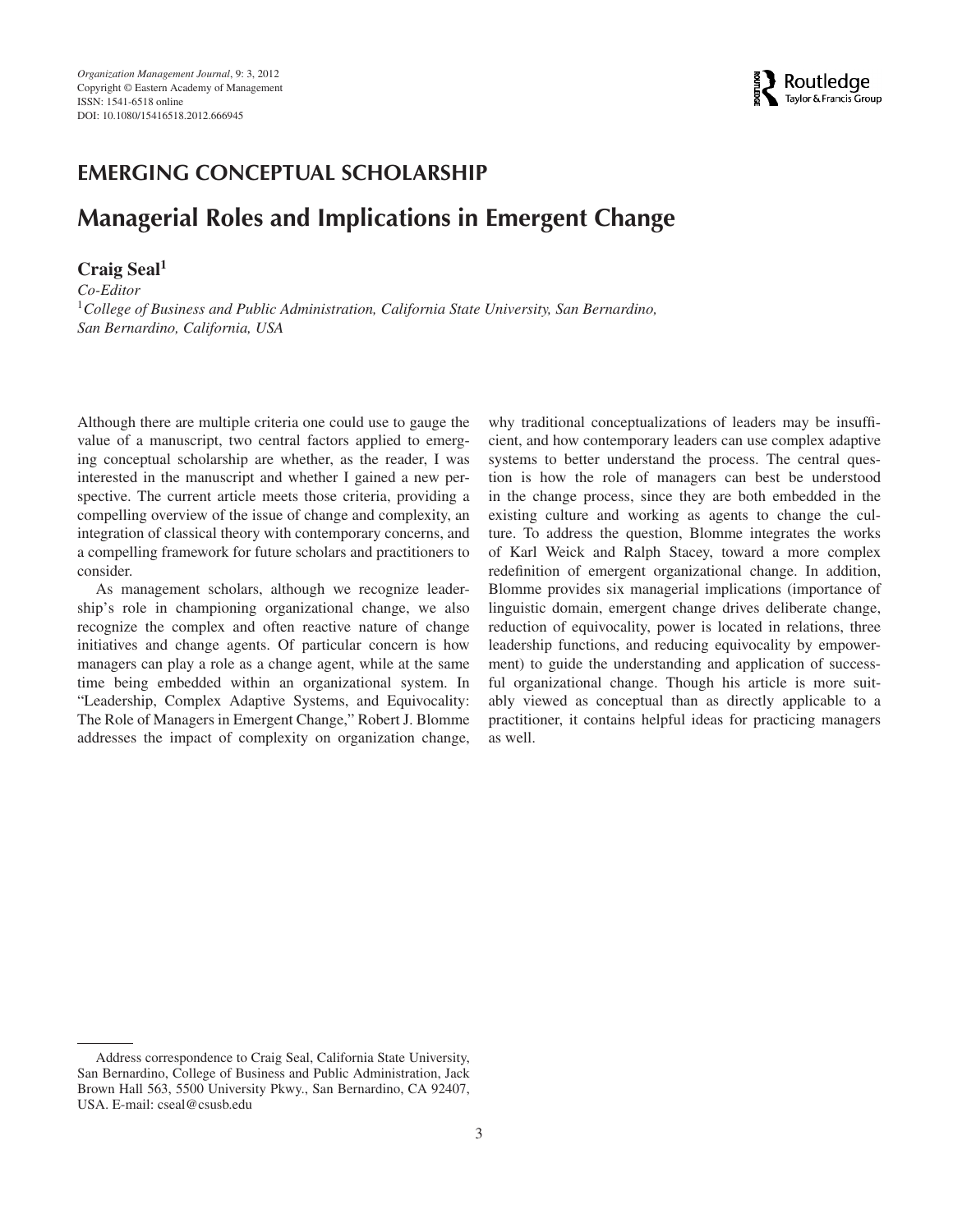## EMERGING CONCEPTUAL SCHOLARSHIP

# Managerial Roles and Implications in Emergent Change

**Craig Seal**[1]

*Co-Editor*

[1]*College of Business and Public Administration, California State University, San Bernardino, San Bernardino, California, USA*

Although there are multiple criteria one could use to gauge the value of a manuscript, two central factors applied to emerging conceptual scholarship are whether, as the reader, I was interested in the manuscript and whether I gained a new perspective. The current article meets those criteria, providing a compelling overview of the issue of change and complexity, an integration of classical theory with contemporary concerns, and a compelling framework for future scholars and practitioners to consider.

As management scholars, although we recognize leadership's role in championing organizational change, we also recognize the complex and often reactive nature of change initiatives and change agents. Of particular concern is how managers can play a role as a change agent, while at the same time being embedded within an organizational system. In "Leadership, Complex Adaptive Systems, and Equivocality: The Role of Managers in Emergent Change," Robert J. Blomme addresses the impact of complexity on organization change, why traditional conceptualizations of leaders may be insufficient, and how contemporary leaders can use complex adaptive systems to better understand the process. The central question is how the role of managers can best be understood in the change process, since they are both embedded in the existing culture and working as agents to change the culture. To address the question, Blomme integrates the works of Karl Weick and Ralph Stacey, toward a more complex redefinition of emergent organizational change. In addition, Blomme provides six managerial implications (importance of linguistic domain, emergent change drives deliberate change, reduction of equivocality, power is located in relations, three leadership functions, and reducing equivocality by empowerment) to guide the understanding and application of successful organizational change. Though his article is more suitably viewed as conceptual than as directly applicable to a practitioner, it contains helpful ideas for practicing managers as well.

Address correspondence to Craig Seal, California State University, San Bernardino, College of Business and Public Administration, Jack Brown Hall 563, 5500 University Pkwy., San Bernardino, CA 92407, USA. E-mail: cseal@csusb.edu